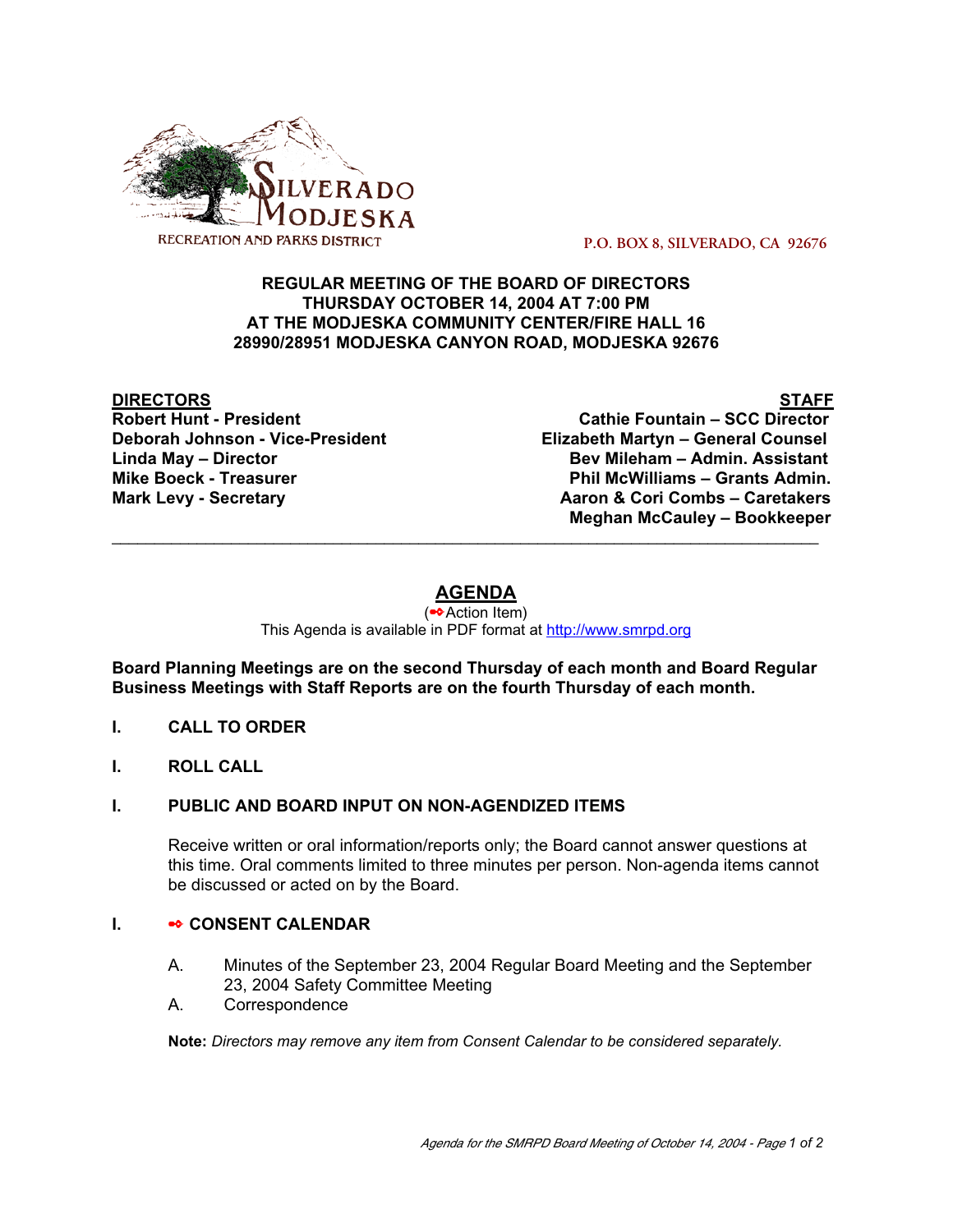SILVERADO MODJESKA
RECREATION AND PARKS DISTRICT

P.O. BOX 8, SILVERADO, CA 92676

**REGULAR MEETING OF THE BOARD OF DIRECTORS**
**THURSDAY OCTOBER 14, 2004 AT 7:00 PM**
**AT THE MODJESKA COMMUNITY CENTER/FIRE HALL 16**
**28990/28951 MODJESKA CANYON ROAD, MODJESKA 92676**

**DIRECTORS**
**Robert Hunt - President**
**Deborah Johnson - Vice-President**
**Linda May – Director**
**Mike Boeck - Treasurer**
**Mark Levy - Secretary**

**STAFF**
**Cathie Fountain – SCC Director**
**Elizabeth Martyn – General Counsel**
**Bev Mileham – Admin. Assistant**
**Phil McWilliams – Grants Admin.**
**Aaron & Cori Combs – Caretakers**
**Meghan McCauley – Bookkeeper**

---

## AGENDA

(⊷Action Item)
This Agenda is available in PDF format at http://www.smrpd.org

**Board Planning Meetings are on the second Thursday of each month and Board Regular Business Meetings with Staff Reports are on the fourth Thursday of each month.**

**I. CALL TO ORDER**

**I. ROLL CALL**

**I. PUBLIC AND BOARD INPUT ON NON-AGENDIZED ITEMS**

Receive written or oral information/reports only; the Board cannot answer questions at this time. Oral comments limited to three minutes per person. Non-agenda items cannot be discussed or acted on by the Board.

**I. ⊷ CONSENT CALENDAR**

A. Minutes of the September 23, 2004 Regular Board Meeting and the September 23, 2004 Safety Committee Meeting
A. Correspondence

**Note:** *Directors may remove any item from Consent Calendar to be considered separately.*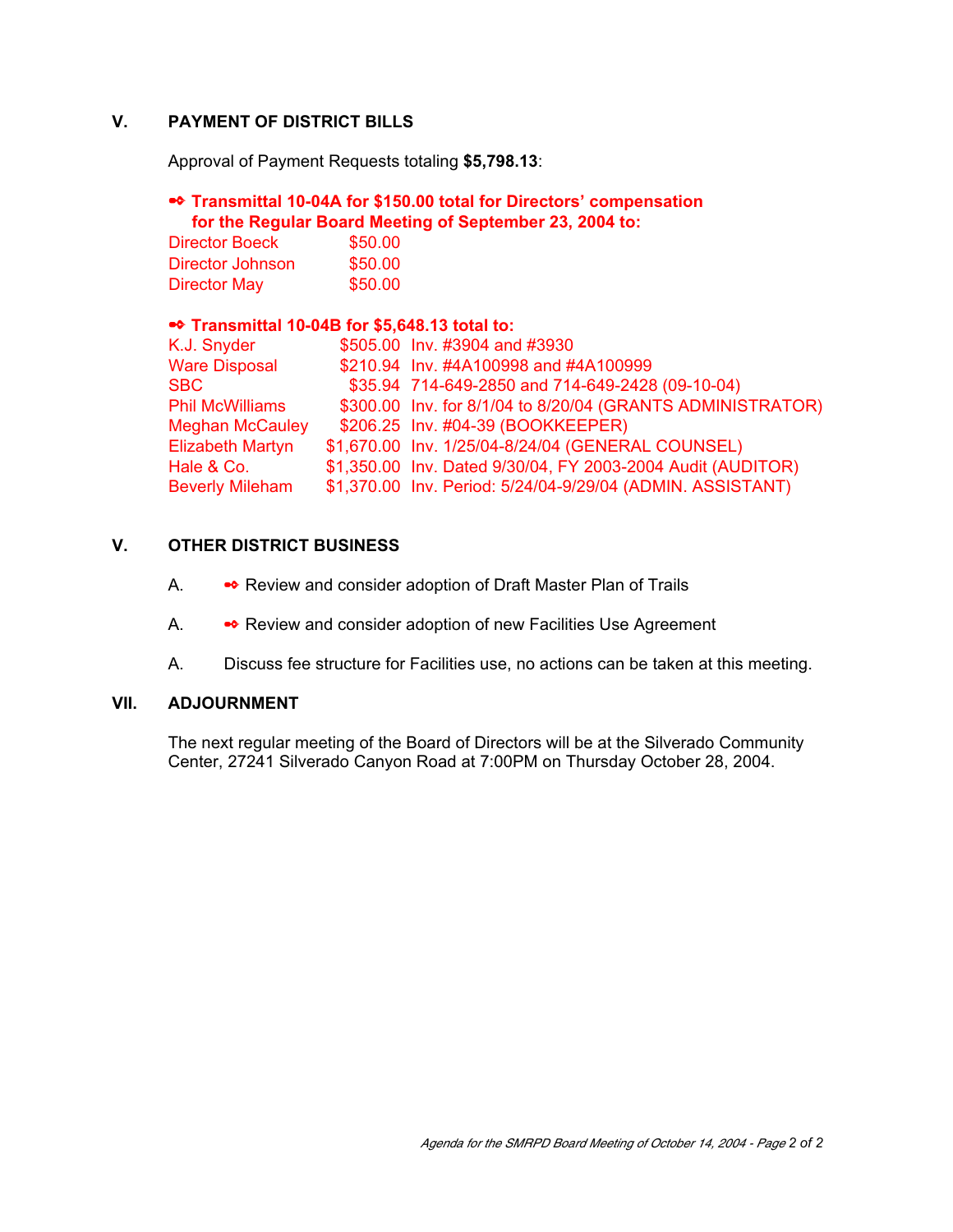## V. PAYMENT OF DISTRICT BILLS

Approval of Payment Requests totaling **$5,798.13**:

**➾ Transmittal 10-04A for $150.00 total for Directors' compensation for the Regular Board Meeting of September 23, 2004 to:**

| | |
|---|---|
| Director Boeck | $50.00 |
| Director Johnson | $50.00 |
| Director May | $50.00 |

**➾ Transmittal 10-04B for $5,648.13 total to:**

| | | |
|---|---|---|
| K.J. Snyder | $505.00 | Inv. #3904 and #3930 |
| Ware Disposal | $210.94 | Inv. #4A100998 and #4A100999 |
| SBC | $35.94 | 714-649-2850 and 714-649-2428 (09-10-04) |
| Phil McWilliams | $300.00 | Inv. for 8/1/04 to 8/20/04 (GRANTS ADMINISTRATOR) |
| Meghan McCauley | $206.25 | Inv. #04-39 (BOOKKEEPER) |
| Elizabeth Martyn | $1,670.00 | Inv. 1/25/04-8/24/04 (GENERAL COUNSEL) |
| Hale & Co. | $1,350.00 | Inv. Dated 9/30/04, FY 2003-2004 Audit (AUDITOR) |
| Beverly Mileham | $1,370.00 | Inv. Period: 5/24/04-9/29/04 (ADMIN. ASSISTANT) |

## V. OTHER DISTRICT BUSINESS

A. ➾ Review and consider adoption of Draft Master Plan of Trails

A. ➾ Review and consider adoption of new Facilities Use Agreement

A. Discuss fee structure for Facilities use, no actions can be taken at this meeting.

## VII. ADJOURNMENT

The next regular meeting of the Board of Directors will be at the Silverado Community Center, 27241 Silverado Canyon Road at 7:00PM on Thursday October 28, 2004.